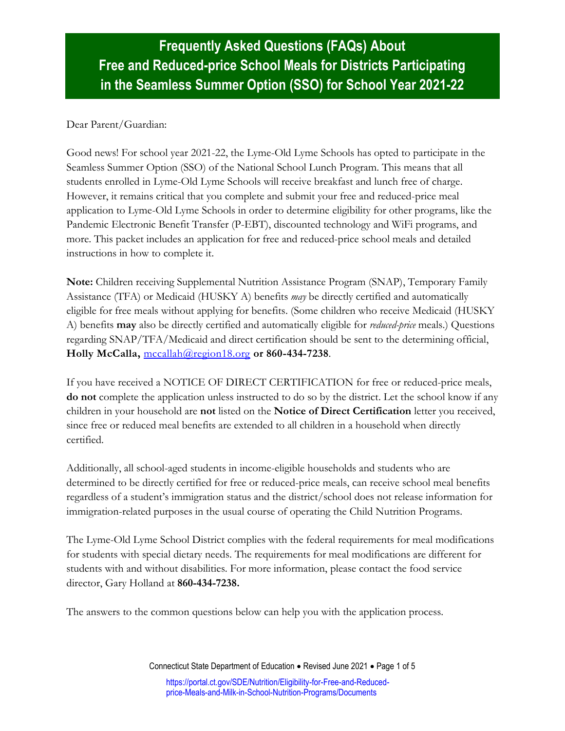# Frequently Asked Questions (FAQs) About Free and Reduced-price School Meals for Districts Participating in the Seamless Summer Option (SSO) for School Year 2021-22

Dear Parent/Guardian:

Good news! For school year 2021-22, the Lyme-Old Lyme Schools has opted to participate in the Seamless Summer Option (SSO) of the National School Lunch Program. This means that all students enrolled in Lyme-Old Lyme Schools will receive breakfast and lunch free of charge. However, it remains critical that you complete and submit your free and reduced-price meal application to Lyme-Old Lyme Schools in order to determine eligibility for other programs, like the Pandemic Electronic Benefit Transfer (P-EBT), discounted technology and WiFi programs, and more. This packet includes an application for free and reduced-price school meals and detailed instructions in how to complete it.

**Note:** Children receiving Supplemental Nutrition Assistance Program (SNAP), Temporary Family Assistance (TFA) or Medicaid (HUSKY A) benefits *may* be directly certified and automatically eligible for free meals without applying for benefits. (Some children who receive Medicaid (HUSKY A) benefits **may** also be directly certified and automatically eligible for *reduced-price* meals.) Questions regarding SNAP/TFA/Medicaid and direct certification should be sent to the determining official, **Holly McCalla,** mccallah@region18.org **or 860-434-7238**.

If you have received a NOTICE OF DIRECT CERTIFICATION for free or reduced-price meals, **do not** complete the application unless instructed to do so by the district. Let the school know if any children in your household are **not** listed on the **Notice of Direct Certification** letter you received, since free or reduced meal benefits are extended to all children in a household when directly certified.

Additionally, all school-aged students in income-eligible households and students who are determined to be directly certified for free or reduced-price meals, can receive school meal benefits regardless of a student's immigration status and the district/school does not release information for immigration-related purposes in the usual course of operating the Child Nutrition Programs.

The Lyme-Old Lyme School District complies with the federal requirements for meal modifications for students with special dietary needs. The requirements for meal modifications are different for students with and without disabilities. For more information, please contact the food service director, Gary Holland at **860-434-7238.**

The answers to the common questions below can help you with the application process.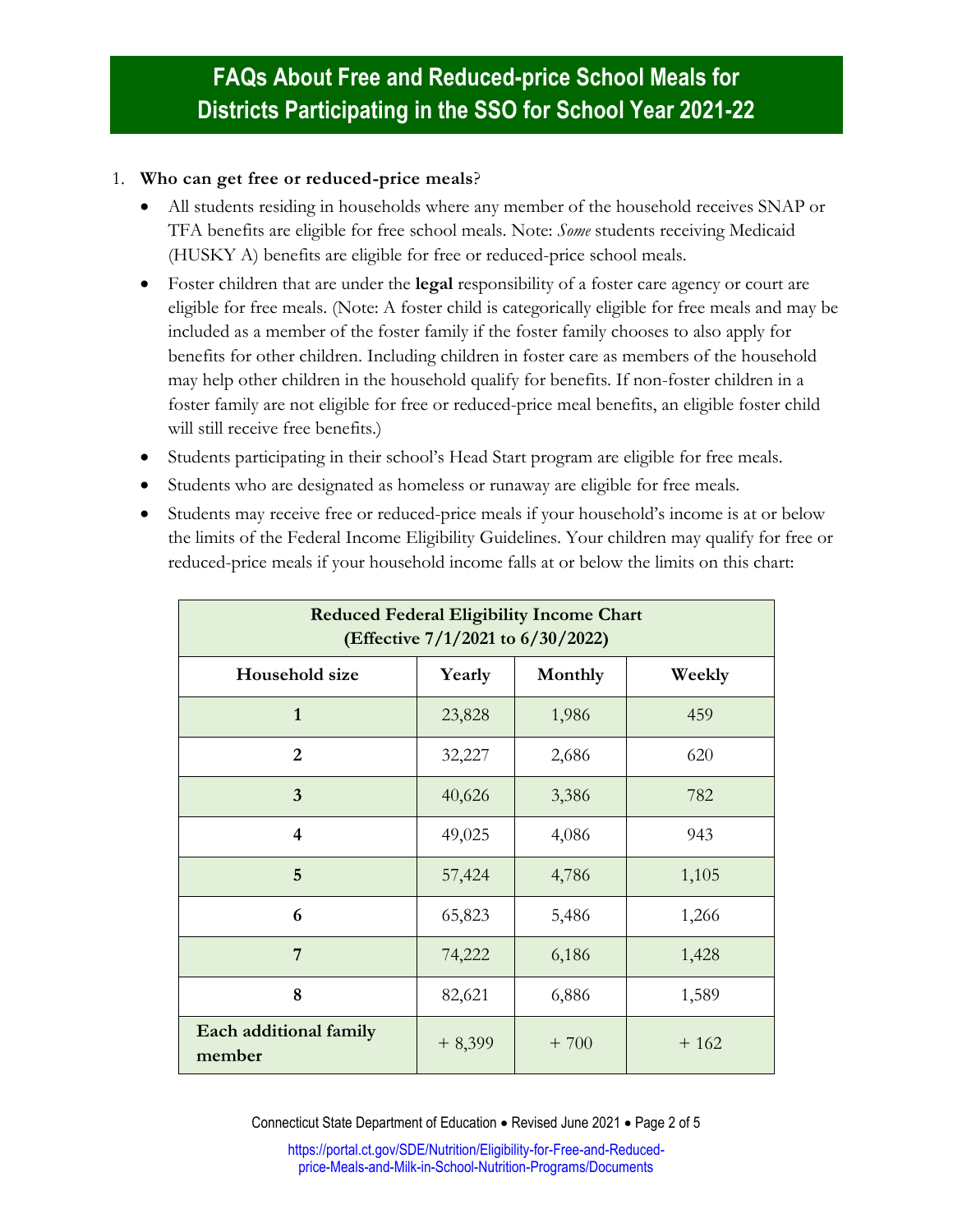# FAQs About Free and Reduced-price School Meals for Districts Participating in the SSO for School Year 2021-22

1. **Who can get free or reduced-price meals**?
   - All students residing in households where any member of the household receives SNAP or TFA benefits are eligible for free school meals. Note: *Some* students receiving Medicaid (HUSKY A) benefits are eligible for free or reduced-price school meals.
   - Foster children that are under the **legal** responsibility of a foster care agency or court are eligible for free meals. (Note: A foster child is categorically eligible for free meals and may be included as a member of the foster family if the foster family chooses to also apply for benefits for other children. Including children in foster care as members of the household may help other children in the household qualify for benefits. If non-foster children in a foster family are not eligible for free or reduced-price meal benefits, an eligible foster child will still receive free benefits.)
   - Students participating in their school's Head Start program are eligible for free meals.
   - Students who are designated as homeless or runaway are eligible for free meals.
   - Students may receive free or reduced-price meals if your household's income is at or below the limits of the Federal Income Eligibility Guidelines. Your children may qualify for free or reduced-price meals if your household income falls at or below the limits on this chart:

**Reduced Federal Eligibility Income Chart (Effective 7/1/2021 to 6/30/2022)**

| Household size | Yearly | Monthly | Weekly |
|---|---|---|---|
| **1** | 23,828 | 1,986 | 459 |
| **2** | 32,227 | 2,686 | 620 |
| **3** | 40,626 | 3,386 | 782 |
| **4** | 49,025 | 4,086 | 943 |
| **5** | 57,424 | 4,786 | 1,105 |
| **6** | 65,823 | 5,486 | 1,266 |
| **7** | 74,222 | 6,186 | 1,428 |
| **8** | 82,621 | 6,886 | 1,589 |
| **Each additional family member** | + 8,399 | + 700 | + 162 |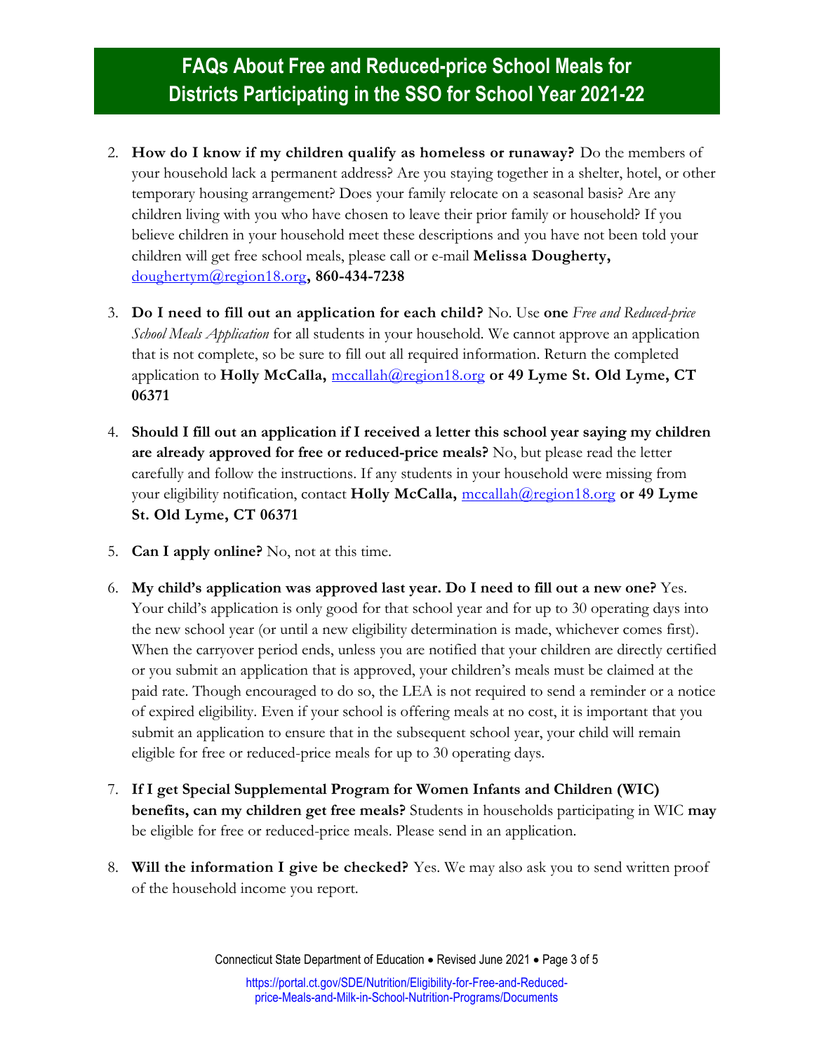# FAQs About Free and Reduced-price School Meals for Districts Participating in the SSO for School Year 2021-22

2. **How do I know if my children qualify as homeless or runaway?** Do the members of your household lack a permanent address? Are you staying together in a shelter, hotel, or other temporary housing arrangement? Does your family relocate on a seasonal basis? Are any children living with you who have chosen to leave their prior family or household? If you believe children in your household meet these descriptions and you have not been told your children will get free school meals, please call or e-mail **Melissa Dougherty,** doughertym@region18.org**, 860-434-7238**

3. **Do I need to fill out an application for each child?** No. Use **one** *Free and Reduced-price School Meals Application* for all students in your household. We cannot approve an application that is not complete, so be sure to fill out all required information. Return the completed application to **Holly McCalla,** mccallah@region18.org **or 49 Lyme St. Old Lyme, CT 06371**

4. **Should I fill out an application if I received a letter this school year saying my children are already approved for free or reduced-price meals?** No, but please read the letter carefully and follow the instructions. If any students in your household were missing from your eligibility notification, contact **Holly McCalla,** mccallah@region18.org **or 49 Lyme St. Old Lyme, CT 06371**

5. **Can I apply online?** No, not at this time.

6. **My child's application was approved last year. Do I need to fill out a new one?** Yes. Your child's application is only good for that school year and for up to 30 operating days into the new school year (or until a new eligibility determination is made, whichever comes first). When the carryover period ends, unless you are notified that your children are directly certified or you submit an application that is approved, your children's meals must be claimed at the paid rate. Though encouraged to do so, the LEA is not required to send a reminder or a notice of expired eligibility. Even if your school is offering meals at no cost, it is important that you submit an application to ensure that in the subsequent school year, your child will remain eligible for free or reduced-price meals for up to 30 operating days.

7. **If I get Special Supplemental Program for Women Infants and Children (WIC) benefits, can my children get free meals?** Students in households participating in WIC **may** be eligible for free or reduced-price meals. Please send in an application.

8. **Will the information I give be checked?** Yes. We may also ask you to send written proof of the household income you report.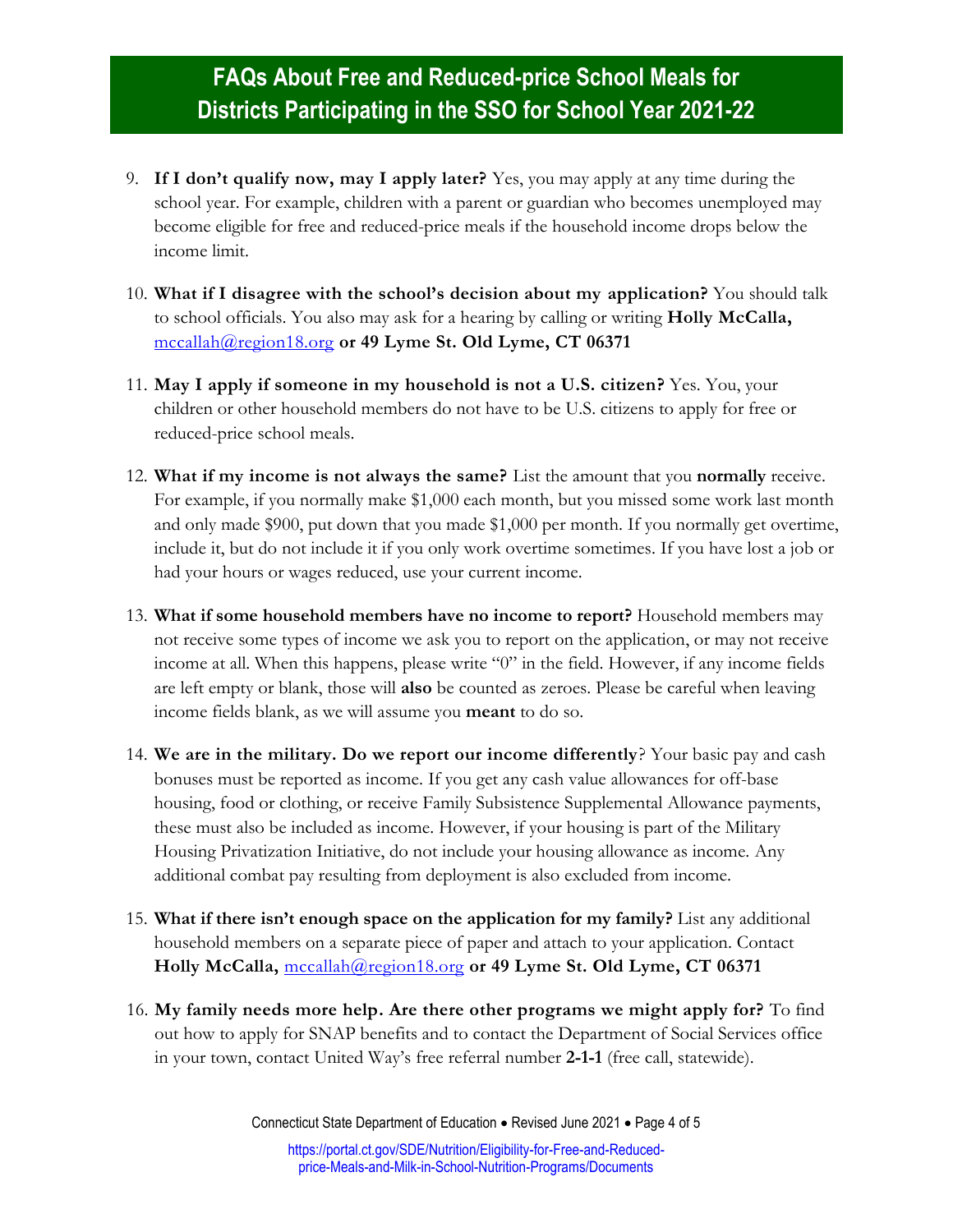# FAQs About Free and Reduced-price School Meals for Districts Participating in the SSO for School Year 2021-22

9. **If I don't qualify now, may I apply later?** Yes, you may apply at any time during the school year. For example, children with a parent or guardian who becomes unemployed may become eligible for free and reduced-price meals if the household income drops below the income limit.

10. **What if I disagree with the school's decision about my application?** You should talk to school officials. You also may ask for a hearing by calling or writing **Holly McCalla,** [mccallah@region18.org](mailto:mccallah@region18.org) **or 49 Lyme St. Old Lyme, CT 06371**

11. **May I apply if someone in my household is not a U.S. citizen?** Yes. You, your children or other household members do not have to be U.S. citizens to apply for free or reduced-price school meals.

12. **What if my income is not always the same?** List the amount that you **normally** receive. For example, if you normally make $1,000 each month, but you missed some work last month and only made $900, put down that you made $1,000 per month. If you normally get overtime, include it, but do not include it if you only work overtime sometimes. If you have lost a job or had your hours or wages reduced, use your current income.

13. **What if some household members have no income to report?** Household members may not receive some types of income we ask you to report on the application, or may not receive income at all. When this happens, please write "0" in the field. However, if any income fields are left empty or blank, those will **also** be counted as zeroes. Please be careful when leaving income fields blank, as we will assume you **meant** to do so.

14. **We are in the military. Do we report our income differently**? Your basic pay and cash bonuses must be reported as income. If you get any cash value allowances for off-base housing, food or clothing, or receive Family Subsistence Supplemental Allowance payments, these must also be included as income. However, if your housing is part of the Military Housing Privatization Initiative, do not include your housing allowance as income. Any additional combat pay resulting from deployment is also excluded from income.

15. **What if there isn't enough space on the application for my family?** List any additional household members on a separate piece of paper and attach to your application. Contact **Holly McCalla,** [mccallah@region18.org](mailto:mccallah@region18.org) **or 49 Lyme St. Old Lyme, CT 06371**

16. **My family needs more help. Are there other programs we might apply for?** To find out how to apply for SNAP benefits and to contact the Department of Social Services office in your town, contact United Way's free referral number **2-1-1** (free call, statewide).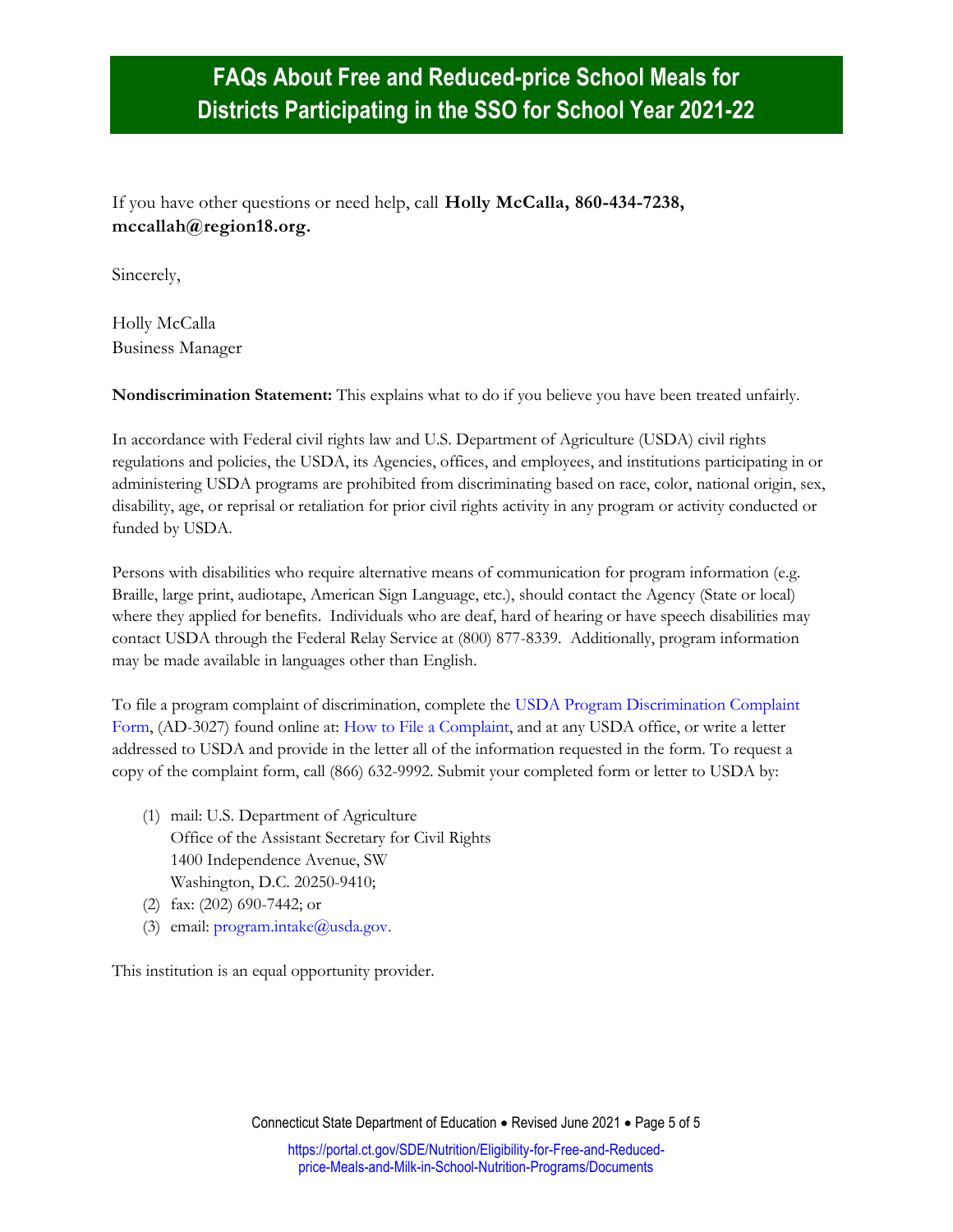# FAQs About Free and Reduced-price School Meals for Districts Participating in the SSO for School Year 2021-22

If you have other questions or need help, call **Holly McCalla, 860-434-7238, mccallah@region18.org.**

Sincerely,

Holly McCalla
Business Manager

**Nondiscrimination Statement:** This explains what to do if you believe you have been treated unfairly.

In accordance with Federal civil rights law and U.S. Department of Agriculture (USDA) civil rights regulations and policies, the USDA, its Agencies, offices, and employees, and institutions participating in or administering USDA programs are prohibited from discriminating based on race, color, national origin, sex, disability, age, or reprisal or retaliation for prior civil rights activity in any program or activity conducted or funded by USDA.

Persons with disabilities who require alternative means of communication for program information (e.g. Braille, large print, audiotape, American Sign Language, etc.), should contact the Agency (State or local) where they applied for benefits. Individuals who are deaf, hard of hearing or have speech disabilities may contact USDA through the Federal Relay Service at (800) 877-8339. Additionally, program information may be made available in languages other than English.

To file a program complaint of discrimination, complete the USDA Program Discrimination Complaint Form, (AD-3027) found online at: How to File a Complaint, and at any USDA office, or write a letter addressed to USDA and provide in the letter all of the information requested in the form. To request a copy of the complaint form, call (866) 632-9992. Submit your completed form or letter to USDA by:

(1) mail: U.S. Department of Agriculture
Office of the Assistant Secretary for Civil Rights
1400 Independence Avenue, SW
Washington, D.C. 20250-9410;
(2) fax: (202) 690-7442; or
(3) email: program.intake@usda.gov.

This institution is an equal opportunity provider.